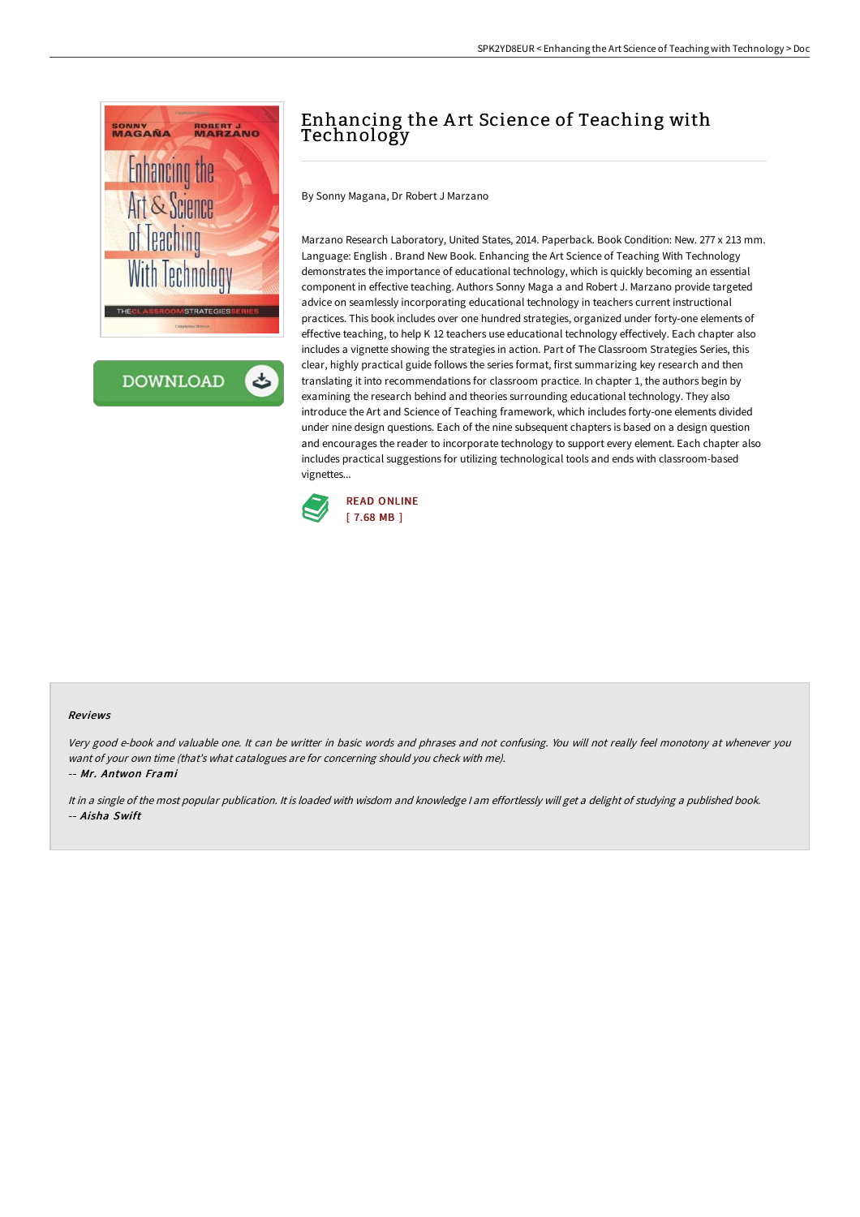# Enhancing the Art Science of Teaching with Technology

By Sonny Magana, Dr Robert J Marzano

Marzano Research Laboratory, United States, 2014. Paperback. Book Condition: New. 277 x 213 mm. Language: English . Brand New Book. Enhancing the Art Science of Teaching With Technology demonstrates the importance of educational technology, which is quickly becoming an essential component in effective teaching. Authors Sonny Maga a and Robert J. Marzano provide targeted advice on seamlessly incorporating educational technology in teachers current instructional practices. This book includes over one hundred strategies, organized under forty-one elements of effective teaching, to help K 12 teachers use educational technology effectively. Each chapter also includes a vignette showing the strategies in action. Part of The Classroom Strategies Series, this clear, highly practical guide follows the series format, first summarizing key research and then translating it into recommendations for classroom practice. In chapter 1, the authors begin by examining the research behind and theories surrounding educational technology. They also introduce the Art and Science of Teaching framework, which includes forty-one elements divided under nine design questions. Each of the nine subsequent chapters is based on a design question and encourages the reader to incorporate technology to support every element. Each chapter also includes practical suggestions for utilizing technological tools and ends with classroom-based vignettes...

READ ONLINE
[ 7.68 MB ]

### Reviews

*Very good e-book and valuable one. It can be writter in basic words and phrases and not confusing. You will not really feel monotony at whenever you want of your own time (that's what catalogues are for concerning should you check with me).*

*-- Mr. Antwon Frami*

*It in a single of the most popular publication. It is loaded with wisdom and knowledge I am effortlessly will get a delight of studying a published book.*

*-- Aisha Swift*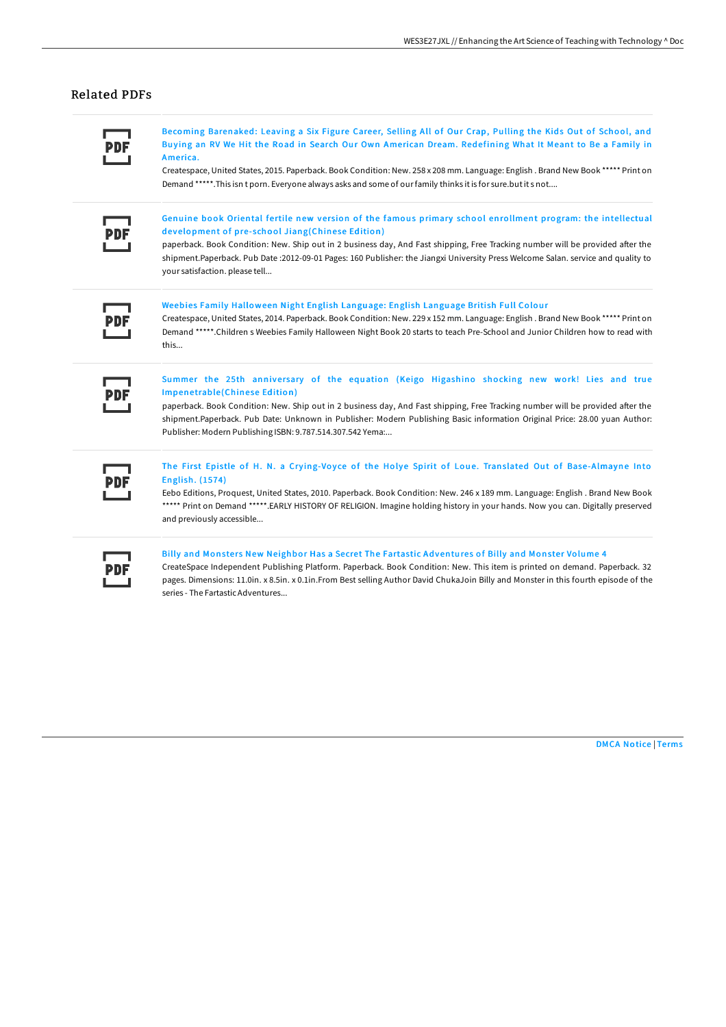## Related PDFs

**Becoming Barenaked: Leaving a Six Figure Career, Selling All of Our Crap, Pulling the Kids Out of School, and Buying an RV We Hit the Road in Search Our Own American Dream. Redefining What It Meant to Be a Family in America.**

Createspace, United States, 2015. Paperback. Book Condition: New. 258 x 208 mm. Language: English . Brand New Book ***** Print on Demand *****.This isn t porn. Everyone always asks and some of our family thinks it is for sure.but it s not....

**Genuine book Oriental fertile new version of the famous primary school enrollment program: the intellectual development of pre-school Jiang(Chinese Edition)**

paperback. Book Condition: New. Ship out in 2 business day, And Fast shipping, Free Tracking number will be provided after the shipment.Paperback. Pub Date :2012-09-01 Pages: 160 Publisher: the Jiangxi University Press Welcome Salan. service and quality to your satisfaction. please tell...

**Weebies Family Halloween Night English Language: English Language British Full Colour**

Createspace, United States, 2014. Paperback. Book Condition: New. 229 x 152 mm. Language: English . Brand New Book ***** Print on Demand *****.Children s Weebies Family Halloween Night Book 20 starts to teach Pre-School and Junior Children how to read with this...

**Summer the 25th anniversary of the equation (Keigo Higashino shocking new work! Lies and true Impenetrable(Chinese Edition)**

paperback. Book Condition: New. Ship out in 2 business day, And Fast shipping, Free Tracking number will be provided after the shipment.Paperback. Pub Date: Unknown in Publisher: Modern Publishing Basic information Original Price: 28.00 yuan Author: Publisher: Modern Publishing ISBN: 9.787.514.307.542 Yema:...

**The First Epistle of H. N. a Crying-Voyce of the Holye Spirit of Loue. Translated Out of Base-Almayne Into English. (1574)**

Eebo Editions, Proquest, United States, 2010. Paperback. Book Condition: New. 246 x 189 mm. Language: English . Brand New Book ***** Print on Demand *****.EARLY HISTORY OF RELIGION. Imagine holding history in your hands. Now you can. Digitally preserved and previously accessible...

**Billy and Monsters New Neighbor Has a Secret The Fartastic Adventures of Billy and Monster Volume 4**

CreateSpace Independent Publishing Platform. Paperback. Book Condition: New. This item is printed on demand. Paperback. 32 pages. Dimensions: 11.0in. x 8.5in. x 0.1in.From Best selling Author David ChukaJoin Billy and Monster in this fourth episode of the series - The Fartastic Adventures...

DMCA Notice | Terms